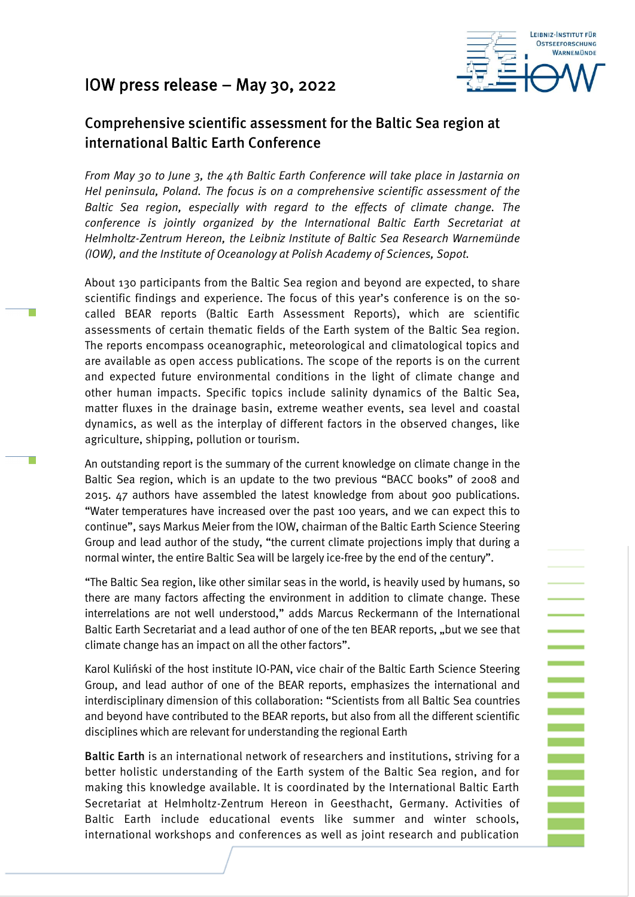# IOW press release – May 30, 2022

## Comprehensive scientific assessment for the Baltic Sea region at international Baltic Earth Conference

*From May 30 to June 3, the 4th Baltic Earth Conference will take place in Jastarnia on Hel peninsula, Poland. The focus is on a comprehensive scientific assessment of the Baltic Sea region, especially with regard to the effects of climate change. The conference is jointly organized by the International Baltic Earth Secretariat at Helmholtz-Zentrum Hereon, the Leibniz Institute of Baltic Sea Research Warnemünde (IOW), and the Institute of Oceanology at Polish Academy of Sciences, Sopot.*

About 130 participants from the Baltic Sea region and beyond are expected, to share scientific findings and experience. The focus of this year's conference is on the so-called BEAR reports (Baltic Earth Assessment Reports), which are scientific assessments of certain thematic fields of the Earth system of the Baltic Sea region. The reports encompass oceanographic, meteorological and climatological topics and are available as open access publications. The scope of the reports is on the current and expected future environmental conditions in the light of climate change and other human impacts. Specific topics include salinity dynamics of the Baltic Sea, matter fluxes in the drainage basin, extreme weather events, sea level and coastal dynamics, as well as the interplay of different factors in the observed changes, like agriculture, shipping, pollution or tourism.

An outstanding report is the summary of the current knowledge on climate change in the Baltic Sea region, which is an update to the two previous "BACC books" of 2008 and 2015. 47 authors have assembled the latest knowledge from about 900 publications. "Water temperatures have increased over the past 100 years, and we can expect this to continue", says Markus Meier from the IOW, chairman of the Baltic Earth Science Steering Group and lead author of the study, "the current climate projections imply that during a normal winter, the entire Baltic Sea will be largely ice-free by the end of the century".

"The Baltic Sea region, like other similar seas in the world, is heavily used by humans, so there are many factors affecting the environment in addition to climate change. These interrelations are not well understood," adds Marcus Reckermann of the International Baltic Earth Secretariat and a lead author of one of the ten BEAR reports, „but we see that climate change has an impact on all the other factors".

Karol Kuliński of the host institute IO-PAN, vice chair of the Baltic Earth Science Steering Group, and lead author of one of the BEAR reports, emphasizes the international and interdisciplinary dimension of this collaboration: "Scientists from all Baltic Sea countries and beyond have contributed to the BEAR reports, but also from all the different scientific disciplines which are relevant for understanding the regional Earth

**Baltic Earth** is an international network of researchers and institutions, striving for a better holistic understanding of the Earth system of the Baltic Sea region, and for making this knowledge available. It is coordinated by the International Baltic Earth Secretariat at Helmholtz-Zentrum Hereon in Geesthacht, Germany. Activities of Baltic Earth include educational events like summer and winter schools, international workshops and conferences as well as joint research and publication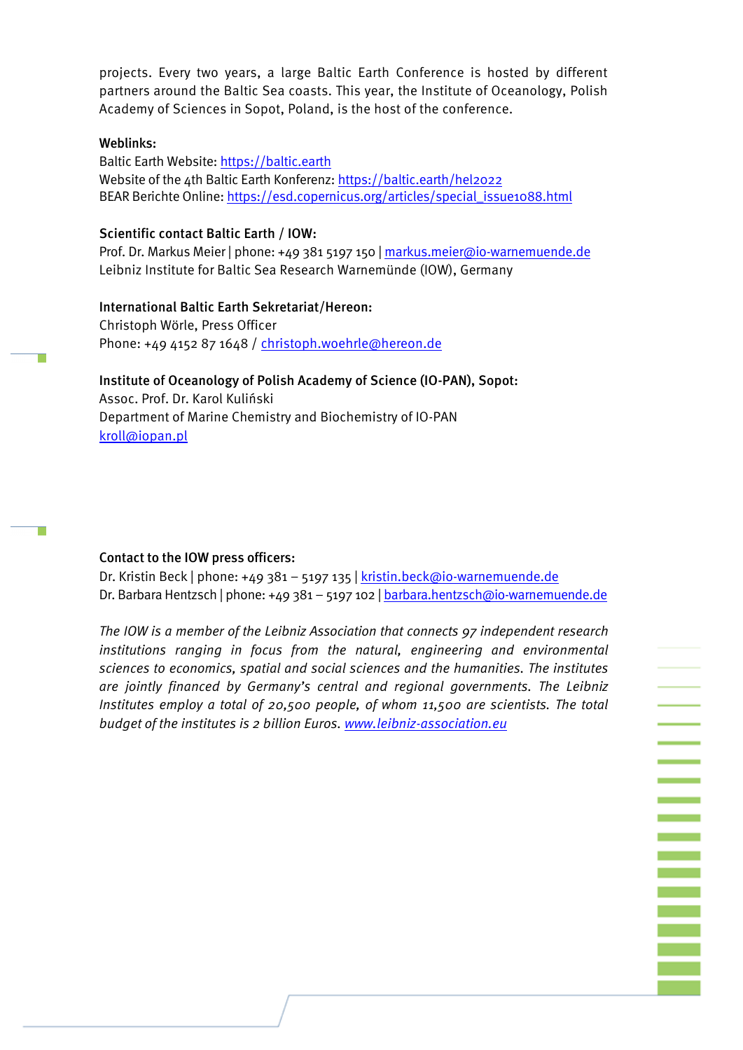projects. Every two years, a large Baltic Earth Conference is hosted by different partners around the Baltic Sea coasts. This year, the Institute of Oceanology, Polish Academy of Sciences in Sopot, Poland, is the host of the conference.

**Weblinks:**
Baltic Earth Website: https://baltic.earth
Website of the 4th Baltic Earth Konferenz: https://baltic.earth/hel2022
BEAR Berichte Online: https://esd.copernicus.org/articles/special_issue1088.html

**Scientific contact Baltic Earth / IOW:**
Prof. Dr. Markus Meier | phone: +49 381 5197 150 | markus.meier@io-warnemuende.de
Leibniz Institute for Baltic Sea Research Warnemünde (IOW), Germany

**International Baltic Earth Sekretariat/Hereon:**
Christoph Wörle, Press Officer
Phone: +49 4152 87 1648 / christoph.woehrle@hereon.de

**Institute of Oceanology of Polish Academy of Science (IO-PAN), Sopot:**
Assoc. Prof. Dr. Karol Kuliński
Department of Marine Chemistry and Biochemistry of IO-PAN
kroll@iopan.pl

**Contact to the IOW press officers:**
Dr. Kristin Beck | phone: +49 381 – 5197 135 | kristin.beck@io-warnemuende.de
Dr. Barbara Hentzsch | phone: +49 381 – 5197 102 | barbara.hentzsch@io-warnemuende.de

*The IOW is a member of the Leibniz Association that connects 97 independent research institutions ranging in focus from the natural, engineering and environmental sciences to economics, spatial and social sciences and the humanities. The institutes are jointly financed by Germany's central and regional governments. The Leibniz Institutes employ a total of 20,500 people, of whom 11,500 are scientists. The total budget of the institutes is 2 billion Euros. www.leibniz-association.eu*